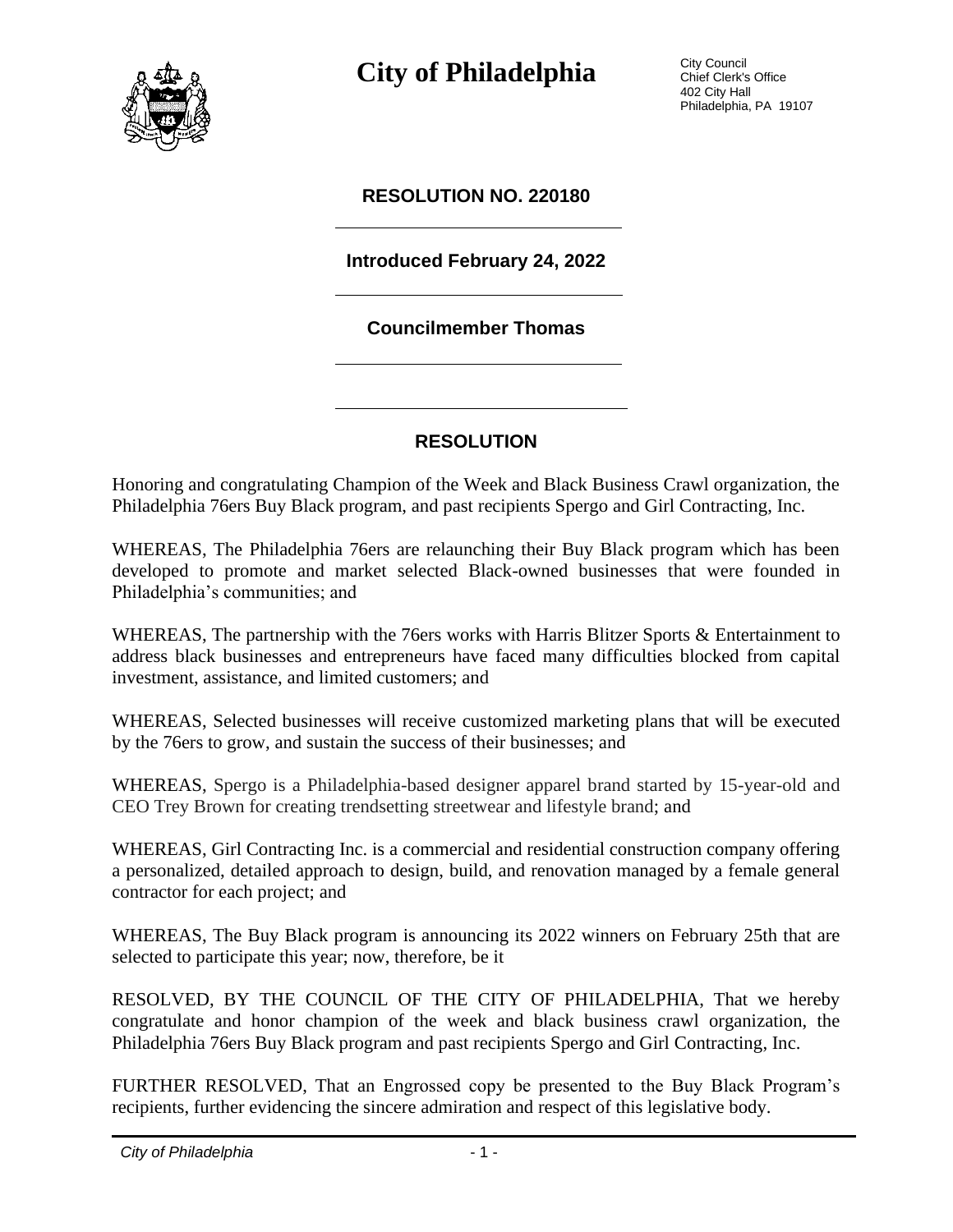# City of Philadelphia

City Council
Chief Clerk's Office
402 City Hall
Philadelphia, PA 19107

## RESOLUTION NO. 220180

**Introduced February 24, 2022**

**Councilmember Thomas**

## RESOLUTION

Honoring and congratulating Champion of the Week and Black Business Crawl organization, the Philadelphia 76ers Buy Black program, and past recipients Spergo and Girl Contracting, Inc.

WHEREAS, The Philadelphia 76ers are relaunching their Buy Black program which has been developed to promote and market selected Black-owned businesses that were founded in Philadelphia's communities; and

WHEREAS, The partnership with the 76ers works with Harris Blitzer Sports & Entertainment to address black businesses and entrepreneurs have faced many difficulties blocked from capital investment, assistance, and limited customers; and

WHEREAS, Selected businesses will receive customized marketing plans that will be executed by the 76ers to grow, and sustain the success of their businesses; and

WHEREAS, Spergo is a Philadelphia-based designer apparel brand started by 15-year-old and CEO Trey Brown for creating trendsetting streetwear and lifestyle brand; and

WHEREAS, Girl Contracting Inc. is a commercial and residential construction company offering a personalized, detailed approach to design, build, and renovation managed by a female general contractor for each project; and

WHEREAS, The Buy Black program is announcing its 2022 winners on February 25th that are selected to participate this year; now, therefore, be it

RESOLVED, BY THE COUNCIL OF THE CITY OF PHILADELPHIA, That we hereby congratulate and honor champion of the week and black business crawl organization, the Philadelphia 76ers Buy Black program and past recipients Spergo and Girl Contracting, Inc.

FURTHER RESOLVED, That an Engrossed copy be presented to the Buy Black Program's recipients, further evidencing the sincere admiration and respect of this legislative body.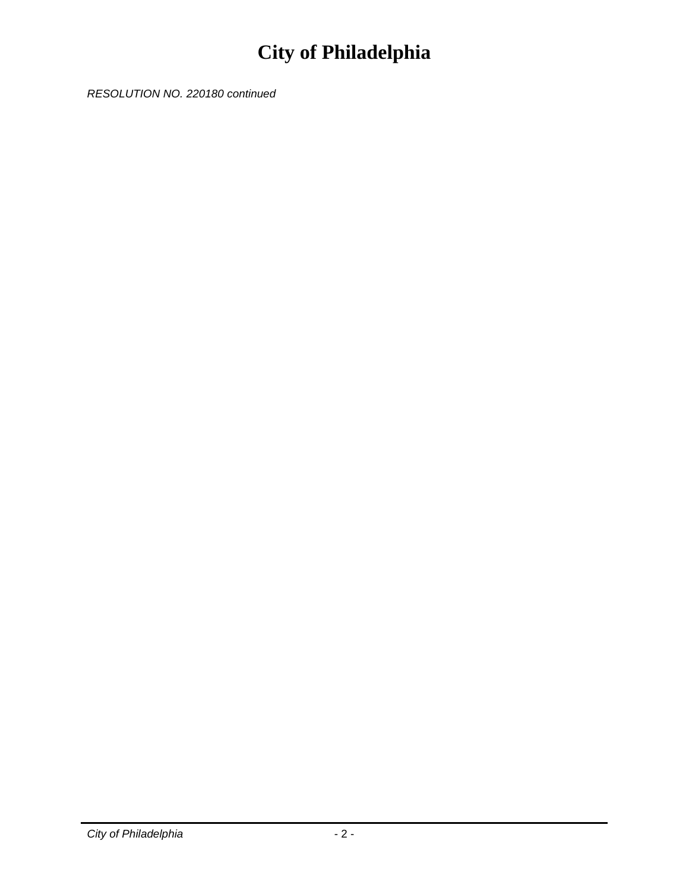RESOLUTION NO. 220180 continued